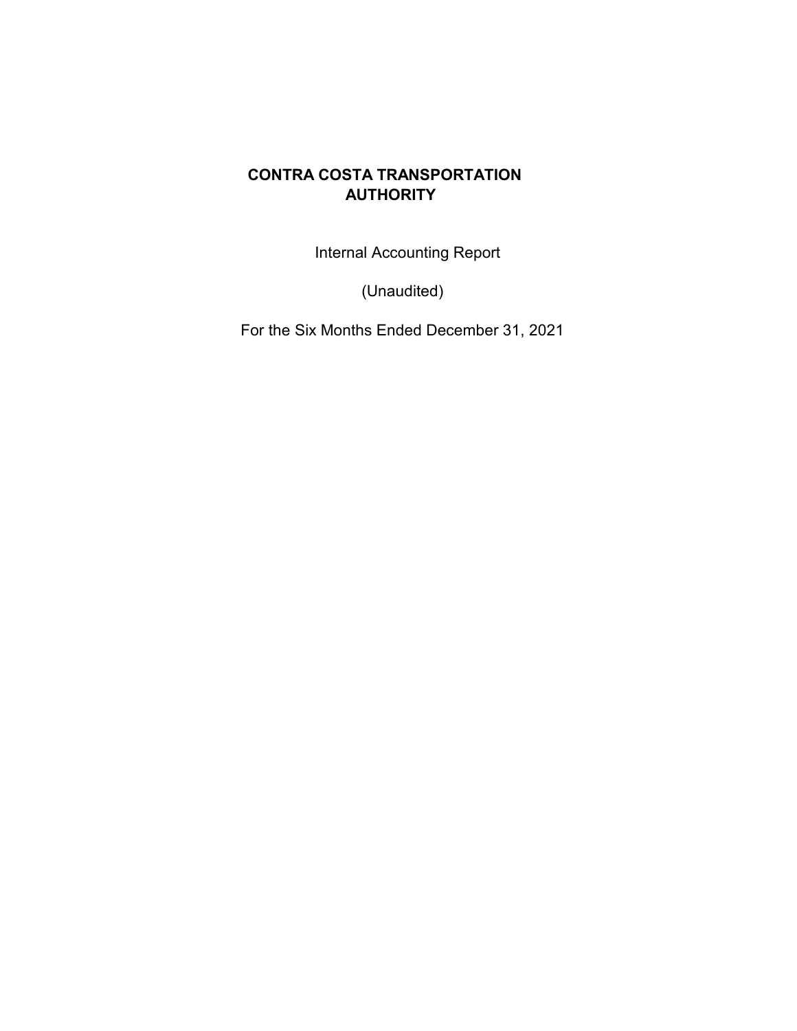# CONTRA COSTA TRANSPORTATION AUTHORITY

Internal Accounting Report

(Unaudited)

For the Six Months Ended December 31, 2021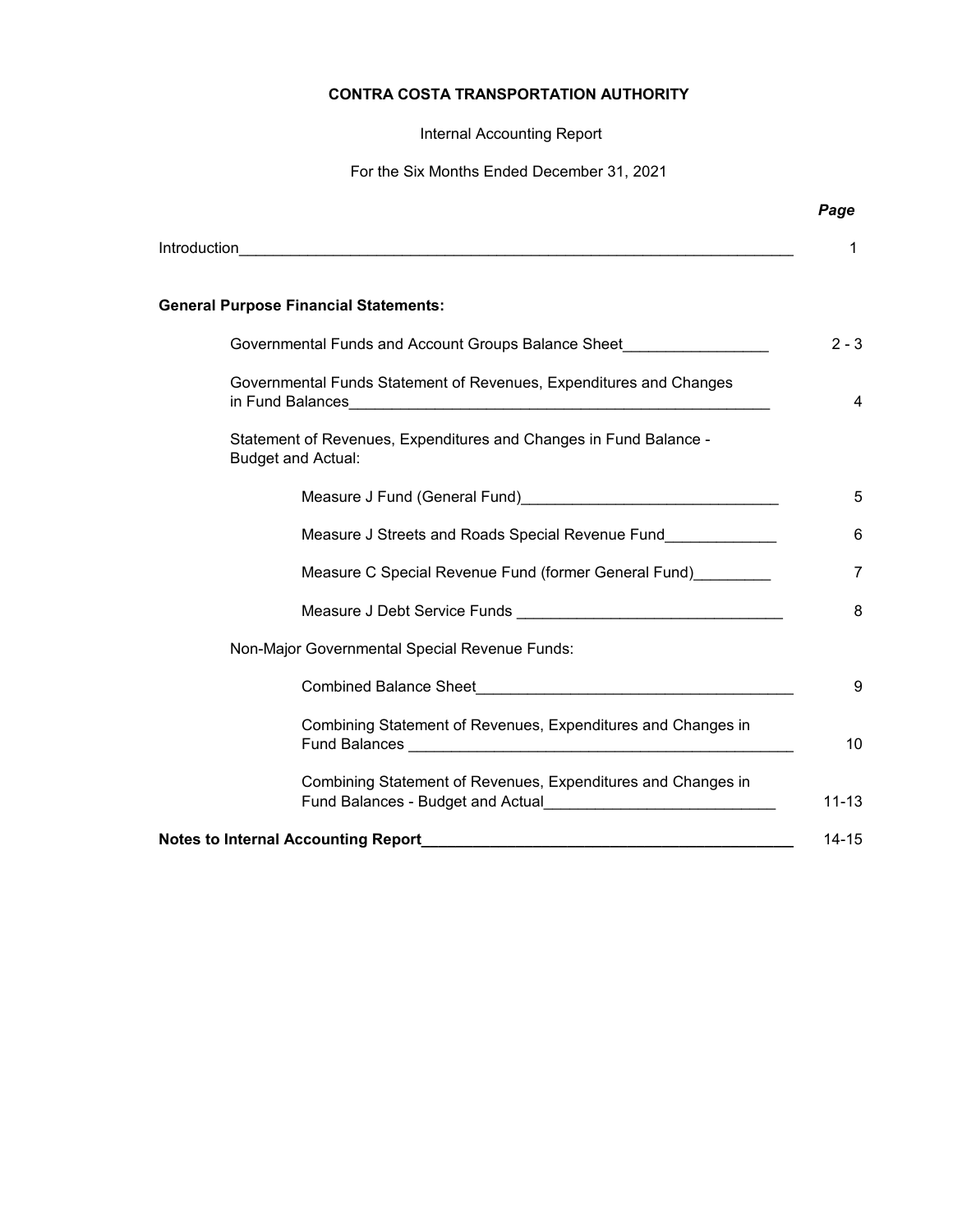# CONTRA COSTA TRANSPORTATION AUTHORITY

Internal Accounting Report

For the Six Months Ended December 31, 2021

| | *Page* |
|---|---|
| Introduction | 1 |
| **General Purpose Financial Statements:** | |
| Governmental Funds and Account Groups Balance Sheet | 2 - 3 |
| Governmental Funds Statement of Revenues, Expenditures and Changes in Fund Balances | 4 |
| Statement of Revenues, Expenditures and Changes in Fund Balance - Budget and Actual: | |
| Measure J Fund (General Fund) | 5 |
| Measure J Streets and Roads Special Revenue Fund | 6 |
| Measure C Special Revenue Fund (former General Fund) | 7 |
| Measure J Debt Service Funds | 8 |
| Non-Major Governmental Special Revenue Funds: | |
| Combined Balance Sheet | 9 |
| Combining Statement of Revenues, Expenditures and Changes in Fund Balances | 10 |
| Combining Statement of Revenues, Expenditures and Changes in Fund Balances - Budget and Actual | 11-13 |
| **Notes to Internal Accounting Report** | 14-15 |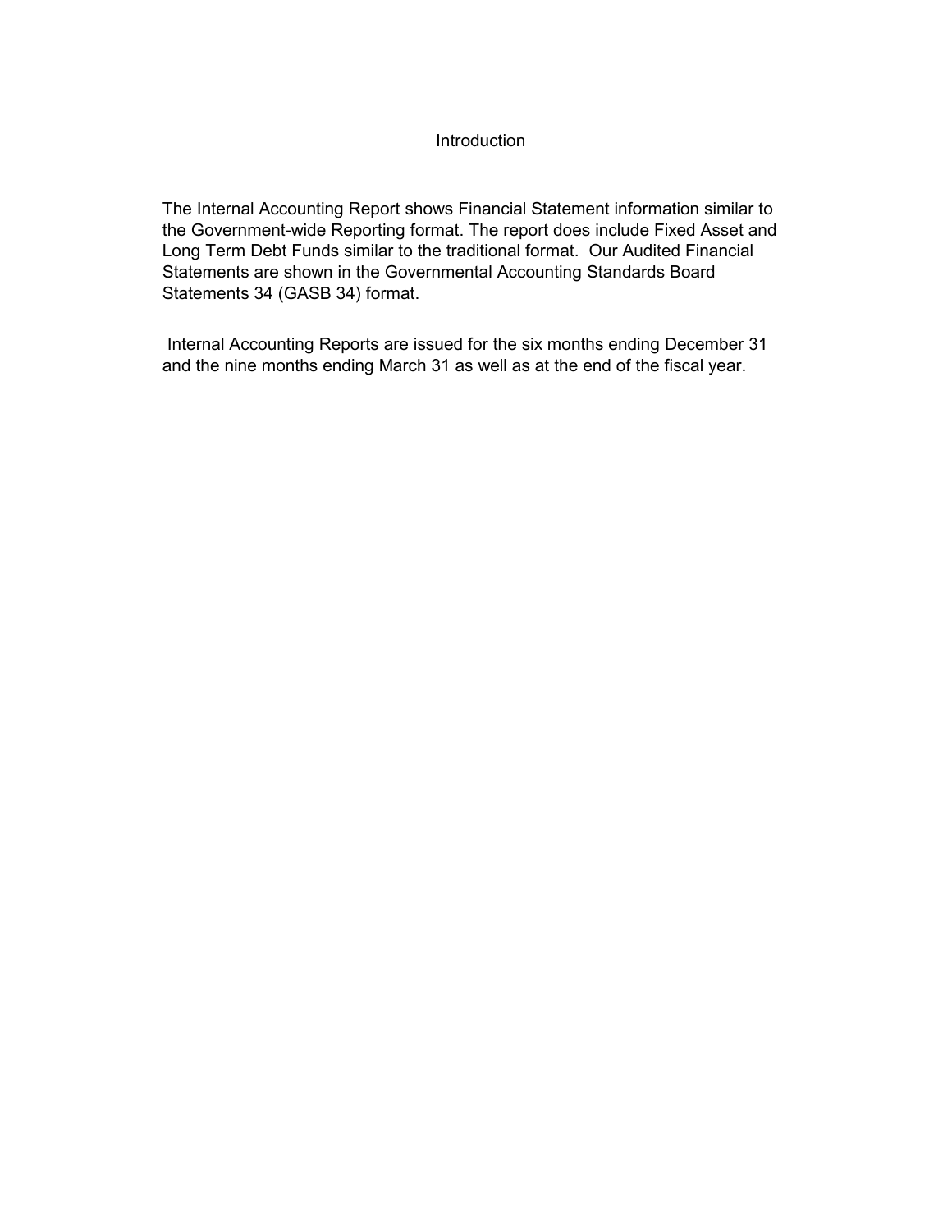# Introduction

The Internal Accounting Report shows Financial Statement information similar to the Government-wide Reporting format. The report does include Fixed Asset and Long Term Debt Funds similar to the traditional format. Our Audited Financial Statements are shown in the Governmental Accounting Standards Board Statements 34 (GASB 34) format.

Internal Accounting Reports are issued for the six months ending December 31 and the nine months ending March 31 as well as at the end of the fiscal year.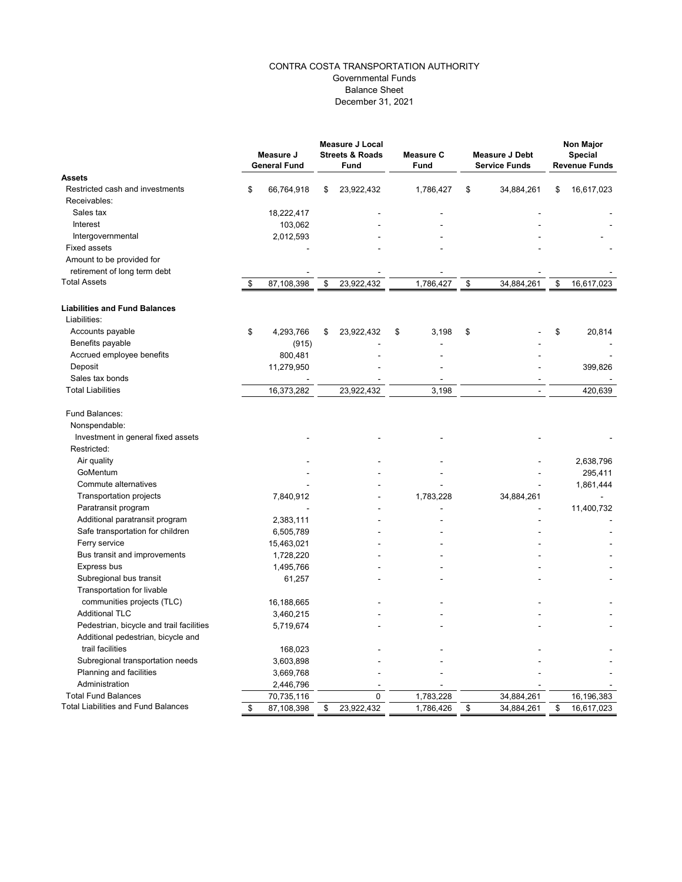CONTRA COSTA TRANSPORTATION AUTHORITY
Governmental Funds
Balance Sheet
December 31, 2021

| | Measure J General Fund | Measure J Local Streets & Roads Fund | Measure C Fund | Measure J Debt Service Funds | Non Major Special Revenue Funds |
|---|---|---|---|---|---|
| **Assets** | | | | | |
| Restricted cash and investments | $ 66,764,918 | $ 23,922,432 | 1,786,427 | $ 34,884,261 | $ 16,617,023 |
| Receivables: | | | | | |
| Sales tax | 18,222,417 | - | - | - | - |
| Interest | 103,062 | - | - | - | - |
| Intergovernmental | 2,012,593 | - | - | - | - |
| Fixed assets | - | - | - | - | - |
| Amount to be provided for retirement of long term debt | - | - | - | - | - |
| Total Assets | $ 87,108,398 | $ 23,922,432 | 1,786,427 | $ 34,884,261 | $ 16,617,023 |
| **Liabilities and Fund Balances** | | | | | |
| Liabilities: | | | | | |
| Accounts payable | $ 4,293,766 | $ 23,922,432 | $ 3,198 | $ - | $ 20,814 |
| Benefits payable | (915) | - | - | - | - |
| Accrued employee benefits | 800,481 | - | - | - | - |
| Deposit | 11,279,950 | - | - | - | 399,826 |
| Sales tax bonds | - | - | - | - | - |
| Total Liabilities | 16,373,282 | 23,922,432 | 3,198 | - | 420,639 |
| Fund Balances: | | | | | |
| Nonspendable: | | | | | |
| Investment in general fixed assets | - | - | - | - | - |
| Restricted: | | | | | |
| Air quality | - | - | - | - | 2,638,796 |
| GoMentum | - | - | - | - | 295,411 |
| Commute alternatives | - | - | - | - | 1,861,444 |
| Transportation projects | 7,840,912 | - | 1,783,228 | 34,884,261 | - |
| Paratransit program | - | - | - | - | 11,400,732 |
| Additional paratransit program | 2,383,111 | - | - | - | - |
| Safe transportation for children | 6,505,789 | - | - | - | - |
| Ferry service | 15,463,021 | - | - | - | - |
| Bus transit and improvements | 1,728,220 | - | - | - | - |
| Express bus | 1,495,766 | - | - | - | - |
| Subregional bus transit | 61,257 | - | - | - | - |
| Transportation for livable communities projects (TLC) | 16,188,665 | - | - | - | - |
| Additional TLC | 3,460,215 | - | - | - | - |
| Pedestrian, bicycle and trail facilities | 5,719,674 | - | - | - | - |
| Additional pedestrian, bicycle and trail facilities | 168,023 | - | - | - | - |
| Subregional transportation needs | 3,603,898 | - | - | - | - |
| Planning and facilities | 3,669,768 | - | - | - | - |
| Administration | 2,446,796 | - | - | - | - |
| Total Fund Balances | 70,735,116 | 0 | 1,783,228 | 34,884,261 | 16,196,383 |
| Total Liabilities and Fund Balances | $ 87,108,398 | $ 23,922,432 | 1,786,426 | $ 34,884,261 | $ 16,617,023 |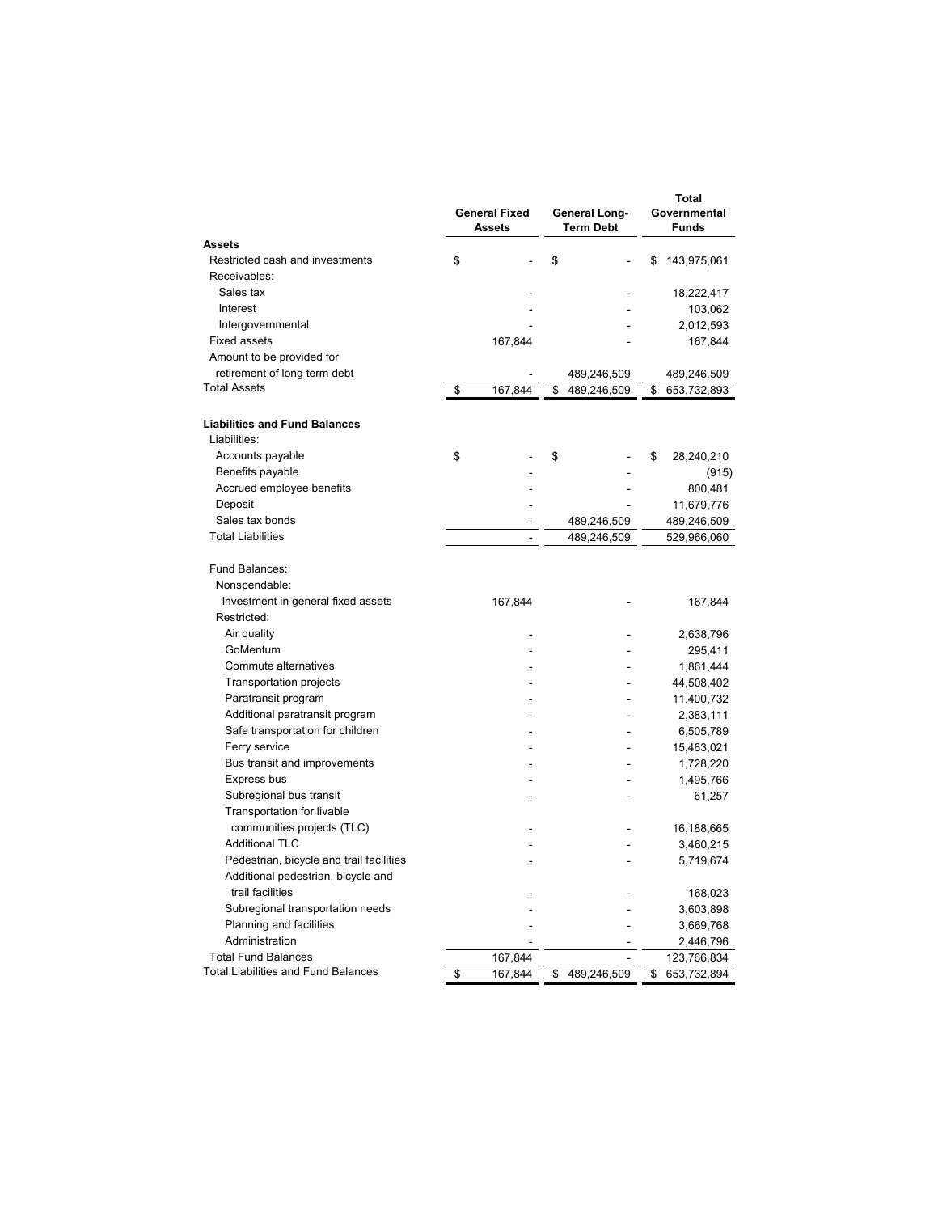| | General Fixed Assets | General Long-Term Debt | Total Governmental Funds |
|---|---|---|---|
| **Assets** | | | |
| Restricted cash and investments | $ - | $ - | $ 143,975,061 |
| Receivables: | | | |
| Sales tax | - | - | 18,222,417 |
| Interest | - | - | 103,062 |
| Intergovernmental | - | - | 2,012,593 |
| Fixed assets | 167,844 | - | 167,844 |
| Amount to be provided for retirement of long term debt | - | 489,246,509 | 489,246,509 |
| Total Assets | $ 167,844 | $ 489,246,509 | $ 653,732,893 |
| | | | |
| **Liabilities and Fund Balances** | | | |
| Liabilities: | | | |
| Accounts payable | $ - | $ - | $ 28,240,210 |
| Benefits payable | - | - | (915) |
| Accrued employee benefits | - | - | 800,481 |
| Deposit | - | - | 11,679,776 |
| Sales tax bonds | - | 489,246,509 | 489,246,509 |
| Total Liabilities | - | 489,246,509 | 529,966,060 |
| | | | |
| Fund Balances: | | | |
| Nonspendable: | | | |
| Investment in general fixed assets | 167,844 | - | 167,844 |
| Restricted: | | | |
| Air quality | - | - | 2,638,796 |
| GoMentum | - | - | 295,411 |
| Commute alternatives | - | - | 1,861,444 |
| Transportation projects | - | - | 44,508,402 |
| Paratransit program | - | - | 11,400,732 |
| Additional paratransit program | - | - | 2,383,111 |
| Safe transportation for children | - | - | 6,505,789 |
| Ferry service | - | - | 15,463,021 |
| Bus transit and improvements | - | - | 1,728,220 |
| Express bus | - | - | 1,495,766 |
| Subregional bus transit | - | - | 61,257 |
| Transportation for livable communities projects (TLC) | - | - | 16,188,665 |
| Additional TLC | - | - | 3,460,215 |
| Pedestrian, bicycle and trail facilities | - | - | 5,719,674 |
| Additional pedestrian, bicycle and trail facilities | - | - | 168,023 |
| Subregional transportation needs | - | - | 3,603,898 |
| Planning and facilities | - | - | 3,669,768 |
| Administration | - | - | 2,446,796 |
| Total Fund Balances | 167,844 | - | 123,766,834 |
| Total Liabilities and Fund Balances | $ 167,844 | $ 489,246,509 | $ 653,732,894 |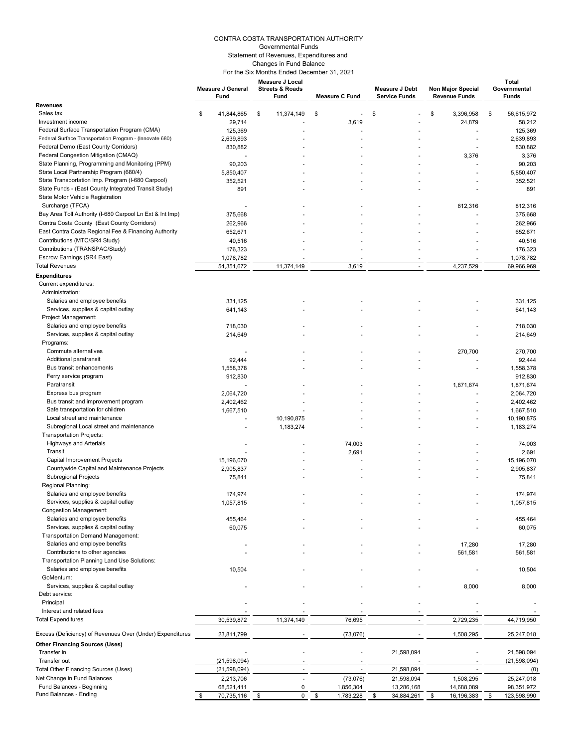# CONTRA COSTA TRANSPORTATION AUTHORITY

Governmental Funds
Statement of Revenues, Expenditures and
Changes in Fund Balance
For the Six Months Ended December 31, 2021

| | Measure J General Fund | Measure J Local Streets & Roads Fund | Measure C Fund | Measure J Debt Service Funds | Non Major Special Revenue Funds | Total Governmental Funds |
|---|---|---|---|---|---|---|
| **Revenues** | | | | | | |
| Sales tax | $ 41,844,865 | $ 11,374,149 | $ - | $ - | $ 3,396,958 | $ 56,615,972 |
| Investment income | 29,714 | - | 3,619 | - | 24,879 | 58,212 |
| Federal Surface Transportation Program (CMA) | 125,369 | - | - | - | - | 125,369 |
| Federal Surface Transportation Program - (Innovate 680) | 2,639,893 | - | - | - | - | 2,639,893 |
| Federal Demo (East County Corridors) | 830,882 | - | - | - | - | 830,882 |
| Federal Congestion Mitigation (CMAQ) | - | - | - | - | 3,376 | 3,376 |
| State Planning, Programming and Monitoring (PPM) | 90,203 | - | - | - | - | 90,203 |
| State Local Partnership Program (680/4) | 5,850,407 | - | - | - | - | 5,850,407 |
| State Transportation Imp. Program (I-680 Carpool) | 352,521 | - | - | - | - | 352,521 |
| State Funds - (East County Integrated Transit Study) | 891 | - | - | - | - | 891 |
| State Motor Vehicle Registration Surcharge (TFCA) | - | - | - | - | 812,316 | 812,316 |
| Bay Area Toll Authority (I-680 Carpool Ln Ext & Int Imp) | 375,668 | - | - | - | - | 375,668 |
| Contra Costa County (East County Corridors) | 262,966 | - | - | - | - | 262,966 |
| East Contra Costa Regional Fee & Financing Authority | 652,671 | - | - | - | - | 652,671 |
| Contributions (MTC/SR4 Study) | 40,516 | - | - | - | - | 40,516 |
| Contributions (TRANSPAC/Study) | 176,323 | - | - | - | - | 176,323 |
| Escrow Earnings (SR4 East) | 1,078,782 | - | - | - | - | 1,078,782 |
| Total Revenues | 54,351,672 | 11,374,149 | 3,619 | - | 4,237,529 | 69,966,969 |
| **Expenditures** | | | | | | |
| Current expenditures: | | | | | | |
| Administration: | | | | | | |
| Salaries and employee benefits | 331,125 | - | - | - | - | 331,125 |
| Services, supplies & capital outlay | 641,143 | - | - | - | - | 641,143 |
| Project Management: | | | | | | |
| Salaries and employee benefits | 718,030 | - | - | - | - | 718,030 |
| Services, supplies & capital outlay | 214,649 | - | - | - | - | 214,649 |
| Programs: | | | | | | |
| Commute alternatives | - | - | - | - | 270,700 | 270,700 |
| Additional paratransit | 92,444 | - | - | - | - | 92,444 |
| Bus transit enhancements | 1,558,378 | - | - | - | - | 1,558,378 |
| Ferry service program | 912,830 | | | | | 912,830 |
| Paratransit | - | - | - | - | 1,871,674 | 1,871,674 |
| Express bus program | 2,064,720 | - | - | - | - | 2,064,720 |
| Bus transit and improvement program | 2,402,462 | - | - | - | - | 2,402,462 |
| Safe transportation for children | 1,667,510 | - | - | - | - | 1,667,510 |
| Local street and maintenance | - | 10,190,875 | - | - | - | 10,190,875 |
| Subregional Local street and maintenance | - | 1,183,274 | - | - | - | 1,183,274 |
| Transportation Projects: | | | | | | |
| Highways and Arterials | - | - | 74,003 | - | - | 74,003 |
| Transit | - | - | 2,691 | - | - | 2,691 |
| Capital Improvement Projects | 15,196,070 | - | - | - | - | 15,196,070 |
| Countywide Capital and Maintenance Projects | 2,905,837 | - | - | - | - | 2,905,837 |
| Subregional Projects | 75,841 | - | - | - | - | 75,841 |
| Regional Planning: | | | | | | |
| Salaries and employee benefits | 174,974 | - | - | - | - | 174,974 |
| Services, supplies & capital outlay | 1,057,815 | - | - | - | - | 1,057,815 |
| Congestion Management: | | | | | | |
| Salaries and employee benefits | 455,464 | - | - | - | - | 455,464 |
| Services, supplies & capital outlay | 60,075 | - | - | - | - | 60,075 |
| Transportation Demand Management: | | | | | | |
| Salaries and employee benefits | - | - | - | - | 17,280 | 17,280 |
| Contributions to other agencies | - | - | - | - | 561,581 | 561,581 |
| Transportation Planning Land Use Solutions: | | | | | | |
| Salaries and employee benefits | 10,504 | - | - | - | - | 10,504 |
| GoMentum: | | | | | | |
| Services, supplies & capital outlay | - | - | - | - | 8,000 | 8,000 |
| Debt service: | | | | | | |
| Principal | - | - | - | - | - | - |
| Interest and related fees | - | - | - | - | - | - |
| Total Expenditures | 30,539,872 | 11,374,149 | 76,695 | - | 2,729,235 | 44,719,950 |
| Excess (Deficiency) of Revenues Over (Under) Expenditures | 23,811,799 | - | (73,076) | - | 1,508,295 | 25,247,018 |
| **Other Financing Sources (Uses)** | | | | | | |
| Transfer in | - | - | - | 21,598,094 | - | 21,598,094 |
| Transfer out | (21,598,094) | - | - | - | - | (21,598,094) |
| Total Other Financing Sources (Uses) | (21,598,094) | - | - | 21,598,094 | - | (0) |
| Net Change in Fund Balances | 2,213,706 | - | (73,076) | 21,598,094 | 1,508,295 | 25,247,018 |
| Fund Balances - Beginning | 68,521,411 | 0 | 1,856,304 | 13,286,168 | 14,688,089 | 98,351,972 |
| Fund Balances - Ending | $ 70,735,116 | $ 0 | $ 1,783,228 | $ 34,884,261 | $ 16,196,383 | $ 123,598,990 |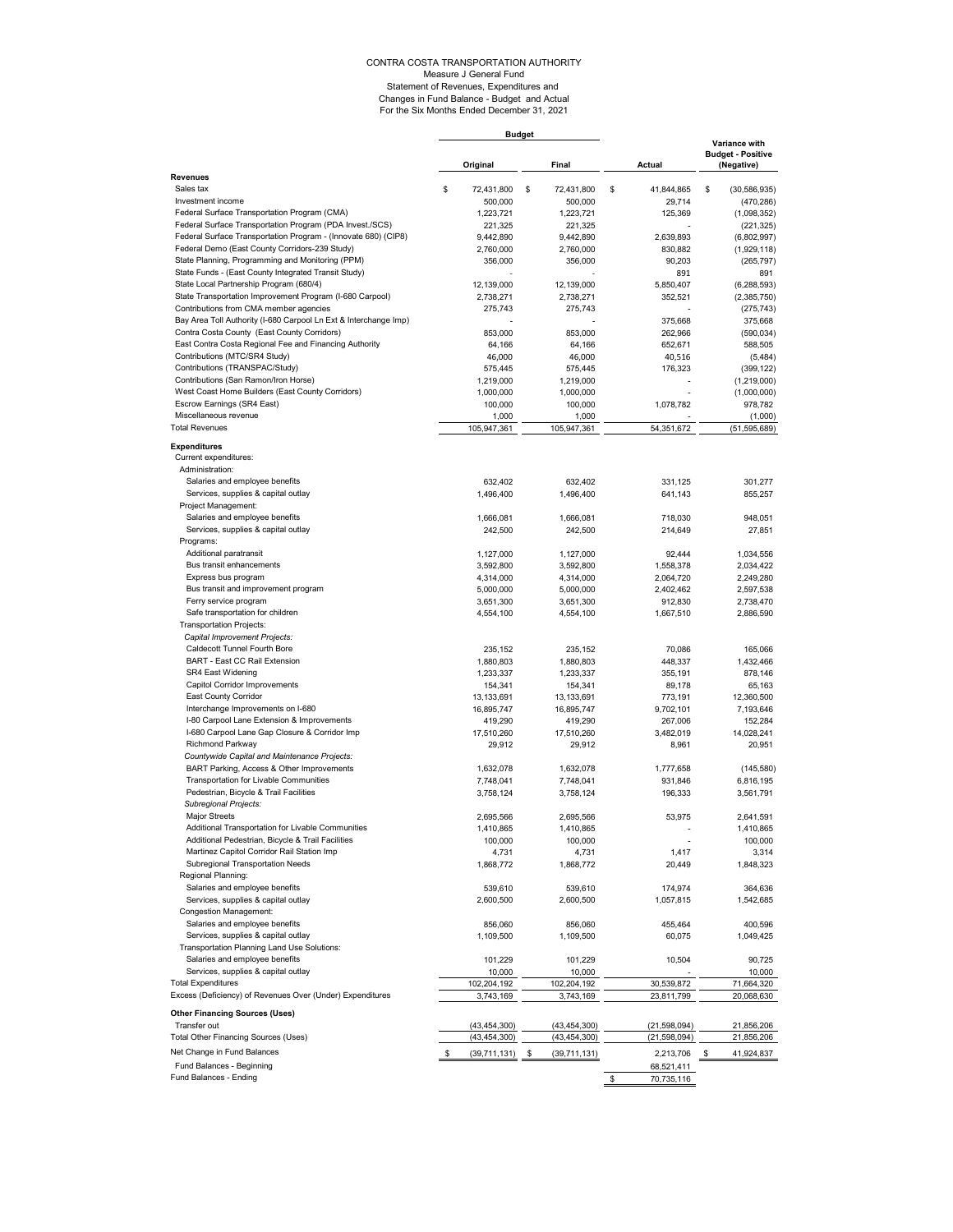# CONTRA COSTA TRANSPORTATION AUTHORITY

Measure J General Fund
Statement of Revenues, Expenditures and
Changes in Fund Balance - Budget and Actual
For the Six Months Ended December 31, 2021

| | Budget | | | |
|---|---|---|---|---|
| | Original | Final | Actual | Variance with Budget - Positive (Negative) |
| **Revenues** | | | | |
| Sales tax | $ 72,431,800 | $ 72,431,800 | $ 41,844,865 | $ (30,586,935) |
| Investment income | 500,000 | 500,000 | 29,714 | (470,286) |
| Federal Surface Transportation Program (CMA) | 1,223,721 | 1,223,721 | 125,369 | (1,098,352) |
| Federal Surface Transportation Program (PDA Invest./SCS) | 221,325 | 221,325 | - | (221,325) |
| Federal Surface Transportation Program - (Innovate 680) (CIP8) | 9,442,890 | 9,442,890 | 2,639,893 | (6,802,997) |
| Federal Demo (East County Corridors-239 Study) | 2,760,000 | 2,760,000 | 830,882 | (1,929,118) |
| State Planning, Programming and Monitoring (PPM) | 356,000 | 356,000 | 90,203 | (265,797) |
| State Funds - (East County Integrated Transit Study) | - | - | 891 | 891 |
| State Local Partnership Program (680/4) | 12,139,000 | 12,139,000 | 5,850,407 | (6,288,593) |
| State Transportation Improvement Program (I-680 Carpool) | 2,738,271 | 2,738,271 | 352,521 | (2,385,750) |
| Contributions from CMA member agencies | 275,743 | 275,743 | - | (275,743) |
| Bay Area Toll Authority (I-680 Carpool Ln Ext & Interchange Imp) | - | - | 375,668 | 375,668 |
| Contra Costa County (East County Corridors) | 853,000 | 853,000 | 262,966 | (590,034) |
| East Contra Costa Regional Fee and Financing Authority | 64,166 | 64,166 | 652,671 | 588,505 |
| Contributions (MTC/SR4 Study) | 46,000 | 46,000 | 40,516 | (5,484) |
| Contributions (TRANSPAC/Study) | 575,445 | 575,445 | 176,323 | (399,122) |
| Contributions (San Ramon/Iron Horse) | 1,219,000 | 1,219,000 | - | (1,219,000) |
| West Coast Home Builders (East County Corridors) | 1,000,000 | 1,000,000 | - | (1,000,000) |
| Escrow Earnings (SR4 East) | 100,000 | 100,000 | 1,078,782 | 978,782 |
| Miscellaneous revenue | 1,000 | 1,000 | - | (1,000) |
| Total Revenues | 105,947,361 | 105,947,361 | 54,351,672 | (51,595,689) |
| **Expenditures** | | | | |
| Current expenditures: | | | | |
| Administration: | | | | |
| Salaries and employee benefits | 632,402 | 632,402 | 331,125 | 301,277 |
| Services, supplies & capital outlay | 1,496,400 | 1,496,400 | 641,143 | 855,257 |
| Project Management: | | | | |
| Salaries and employee benefits | 1,666,081 | 1,666,081 | 718,030 | 948,051 |
| Services, supplies & capital outlay | 242,500 | 242,500 | 214,649 | 27,851 |
| Programs: | | | | |
| Additional paratransit | 1,127,000 | 1,127,000 | 92,444 | 1,034,556 |
| Bus transit enhancements | 3,592,800 | 3,592,800 | 1,558,378 | 2,034,422 |
| Express bus program | 4,314,000 | 4,314,000 | 2,064,720 | 2,249,280 |
| Bus transit and improvement program | 5,000,000 | 5,000,000 | 2,402,462 | 2,597,538 |
| Ferry service program | 3,651,300 | 3,651,300 | 912,830 | 2,738,470 |
| Safe transportation for children | 4,554,100 | 4,554,100 | 1,667,510 | 2,886,590 |
| Transportation Projects: | | | | |
| *Capital Improvement Projects:* | | | | |
| Caldecott Tunnel Fourth Bore | 235,152 | 235,152 | 70,086 | 165,066 |
| BART - East CC Rail Extension | 1,880,803 | 1,880,803 | 448,337 | 1,432,466 |
| SR4 East Widening | 1,233,337 | 1,233,337 | 355,191 | 878,146 |
| Capitol Corridor Improvements | 154,341 | 154,341 | 89,178 | 65,163 |
| East County Corridor | 13,133,691 | 13,133,691 | 773,191 | 12,360,500 |
| Interchange Improvements on I-680 | 16,895,747 | 16,895,747 | 9,702,101 | 7,193,646 |
| I-80 Carpool Lane Extension & Improvements | 419,290 | 419,290 | 267,006 | 152,284 |
| I-680 Carpool Lane Gap Closure & Corridor Imp | 17,510,260 | 17,510,260 | 3,482,019 | 14,028,241 |
| Richmond Parkway | 29,912 | 29,912 | 8,961 | 20,951 |
| *Countywide Capital and Maintenance Projects:* | | | | |
| BART Parking, Access & Other Improvements | 1,632,078 | 1,632,078 | 1,777,658 | (145,580) |
| Transportation for Livable Communities | 7,748,041 | 7,748,041 | 931,846 | 6,816,195 |
| Pedestrian, Bicycle & Trail Facilities | 3,758,124 | 3,758,124 | 196,333 | 3,561,791 |
| *Subregional Projects:* | | | | |
| Major Streets | 2,695,566 | 2,695,566 | 53,975 | 2,641,591 |
| Additional Transportation for Livable Communities | 1,410,865 | 1,410,865 | - | 1,410,865 |
| Additional Pedestrian, Bicycle & Trail Facilities | 100,000 | 100,000 | - | 100,000 |
| Martinez Capitol Corridor Rail Station Imp | 4,731 | 4,731 | 1,417 | 3,314 |
| Subregional Transportation Needs | 1,868,772 | 1,868,772 | 20,449 | 1,848,323 |
| Regional Planning: | | | | |
| Salaries and employee benefits | 539,610 | 539,610 | 174,974 | 364,636 |
| Services, supplies & capital outlay | 2,600,500 | 2,600,500 | 1,057,815 | 1,542,685 |
| Congestion Management: | | | | |
| Salaries and employee benefits | 856,060 | 856,060 | 455,464 | 400,596 |
| Services, supplies & capital outlay | 1,109,500 | 1,109,500 | 60,075 | 1,049,425 |
| Transportation Planning Land Use Solutions: | | | | |
| Salaries and employee benefits | 101,229 | 101,229 | 10,504 | 90,725 |
| Services, supplies & capital outlay | 10,000 | 10,000 | - | 10,000 |
| Total Expenditures | 102,204,192 | 102,204,192 | 30,539,872 | 71,664,320 |
| Excess (Deficiency) of Revenues Over (Under) Expenditures | 3,743,169 | 3,743,169 | 23,811,799 | 20,068,630 |
| **Other Financing Sources (Uses)** | | | | |
| Transfer out | (43,454,300) | (43,454,300) | (21,598,094) | 21,856,206 |
| Total Other Financing Sources (Uses) | (43,454,300) | (43,454,300) | (21,598,094) | 21,856,206 |
| Net Change in Fund Balances | $ (39,711,131) | $ (39,711,131) | 2,213,706 | $ 41,924,837 |
| Fund Balances - Beginning | | | 68,521,411 | |
| Fund Balances - Ending | | | $ 70,735,116 | |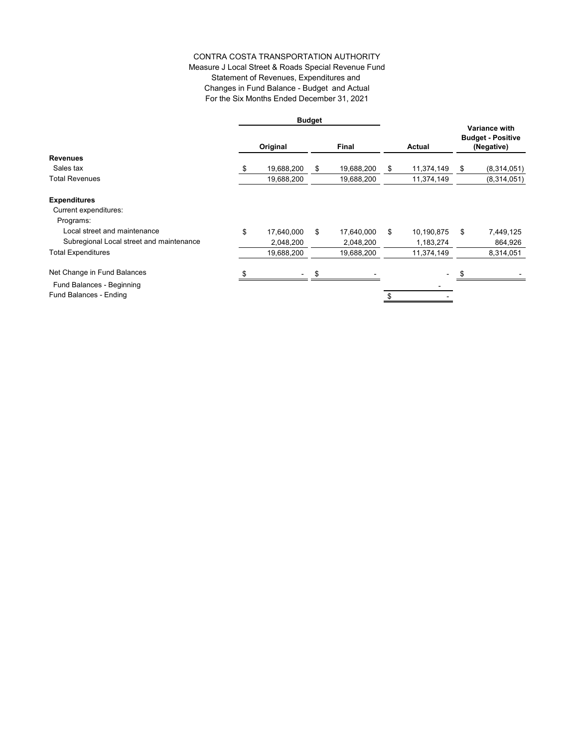CONTRA COSTA TRANSPORTATION AUTHORITY
Measure J Local Street & Roads Special Revenue Fund
Statement of Revenues, Expenditures and
Changes in Fund Balance - Budget and Actual
For the Six Months Ended December 31, 2021

| | Budget | | | |
|---|---|---|---|---|
| | **Original** | **Final** | **Actual** | **Variance with Budget - Positive (Negative)** |
| **Revenues** | | | | |
| Sales tax | $ 19,688,200 | $ 19,688,200 | $ 11,374,149 | $ (8,314,051) |
| Total Revenues | 19,688,200 | 19,688,200 | 11,374,149 | (8,314,051) |
| **Expenditures** | | | | |
| Current expenditures: | | | | |
| Programs: | | | | |
| Local street and maintenance | $ 17,640,000 | $ 17,640,000 | $ 10,190,875 | $ 7,449,125 |
| Subregional Local street and maintenance | 2,048,200 | 2,048,200 | 1,183,274 | 864,926 |
| Total Expenditures | 19,688,200 | 19,688,200 | 11,374,149 | 8,314,051 |
| Net Change in Fund Balances | $ - | $ - | - | $ - |
| Fund Balances - Beginning | | | - | |
| Fund Balances - Ending | | | $ - | |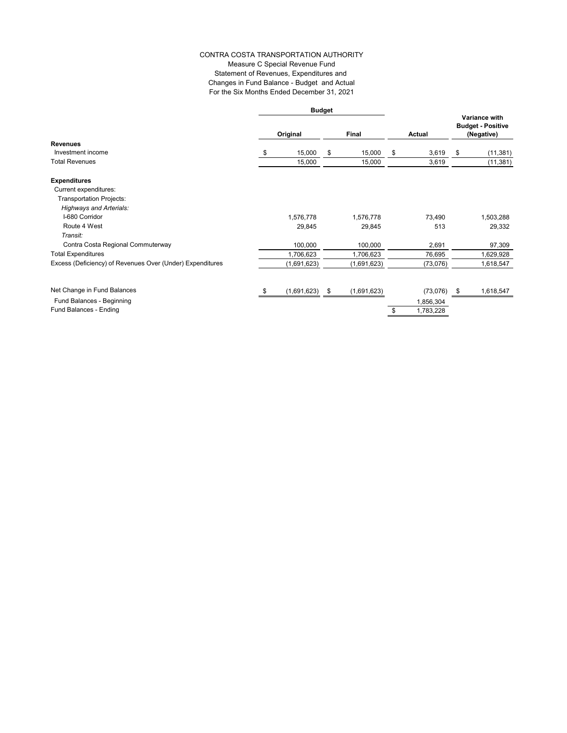CONTRA COSTA TRANSPORTATION AUTHORITY
Measure C Special Revenue Fund
Statement of Revenues, Expenditures and
Changes in Fund Balance - Budget and Actual
For the Six Months Ended December 31, 2021

| | Budget | | | |
|---|---|---|---|---|
| | **Original** | **Final** | **Actual** | **Variance with Budget - Positive (Negative)** |
| **Revenues** | | | | |
| Investment income | $ 15,000 | $ 15,000 | $ 3,619 | $ (11,381) |
| Total Revenues | 15,000 | 15,000 | 3,619 | (11,381) |
| **Expenditures** | | | | |
| Current expenditures: | | | | |
| Transportation Projects: | | | | |
| *Highways and Arterials:* | | | | |
| I-680 Corridor | 1,576,778 | 1,576,778 | 73,490 | 1,503,288 |
| Route 4 West | 29,845 | 29,845 | 513 | 29,332 |
| *Transit:* | | | | |
| Contra Costa Regional Commuterway | 100,000 | 100,000 | 2,691 | 97,309 |
| Total Expenditures | 1,706,623 | 1,706,623 | 76,695 | 1,629,928 |
| Excess (Deficiency) of Revenues Over (Under) Expenditures | (1,691,623) | (1,691,623) | (73,076) | 1,618,547 |
| Net Change in Fund Balances | $ (1,691,623) | $ (1,691,623) | (73,076) | $ 1,618,547 |
| Fund Balances - Beginning | | | 1,856,304 | |
| Fund Balances - Ending | | | $ 1,783,228 | |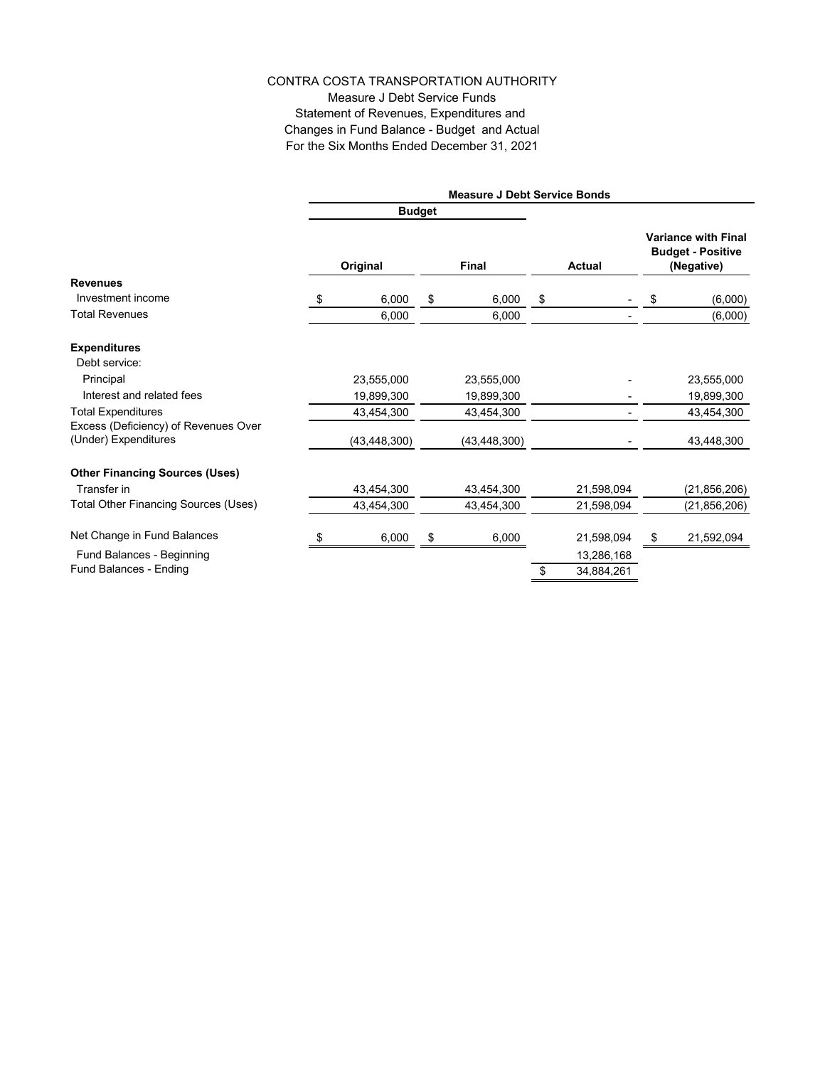CONTRA COSTA TRANSPORTATION AUTHORITY

Measure J Debt Service Funds

Statement of Revenues, Expenditures and Changes in Fund Balance - Budget and Actual

For the Six Months Ended December 31, 2021

| | Measure J Debt Service Bonds | | | |
|---|---|---|---|---|
| | Budget | | | |
| | Original | Final | Actual | Variance with Final Budget - Positive (Negative) |
| **Revenues** | | | | |
| Investment income | $ 6,000 | $ 6,000 | $ - | $ (6,000) |
| Total Revenues | 6,000 | 6,000 | - | (6,000) |
| **Expenditures** | | | | |
| Debt service: | | | | |
| Principal | 23,555,000 | 23,555,000 | - | 23,555,000 |
| Interest and related fees | 19,899,300 | 19,899,300 | - | 19,899,300 |
| Total Expenditures | 43,454,300 | 43,454,300 | - | 43,454,300 |
| Excess (Deficiency) of Revenues Over (Under) Expenditures | (43,448,300) | (43,448,300) | - | 43,448,300 |
| **Other Financing Sources (Uses)** | | | | |
| Transfer in | 43,454,300 | 43,454,300 | 21,598,094 | (21,856,206) |
| Total Other Financing Sources (Uses) | 43,454,300 | 43,454,300 | 21,598,094 | (21,856,206) |
| Net Change in Fund Balances | $ 6,000 | $ 6,000 | 21,598,094 | $ 21,592,094 |
| Fund Balances - Beginning | | | 13,286,168 | |
| Fund Balances - Ending | | | $ 34,884,261 | |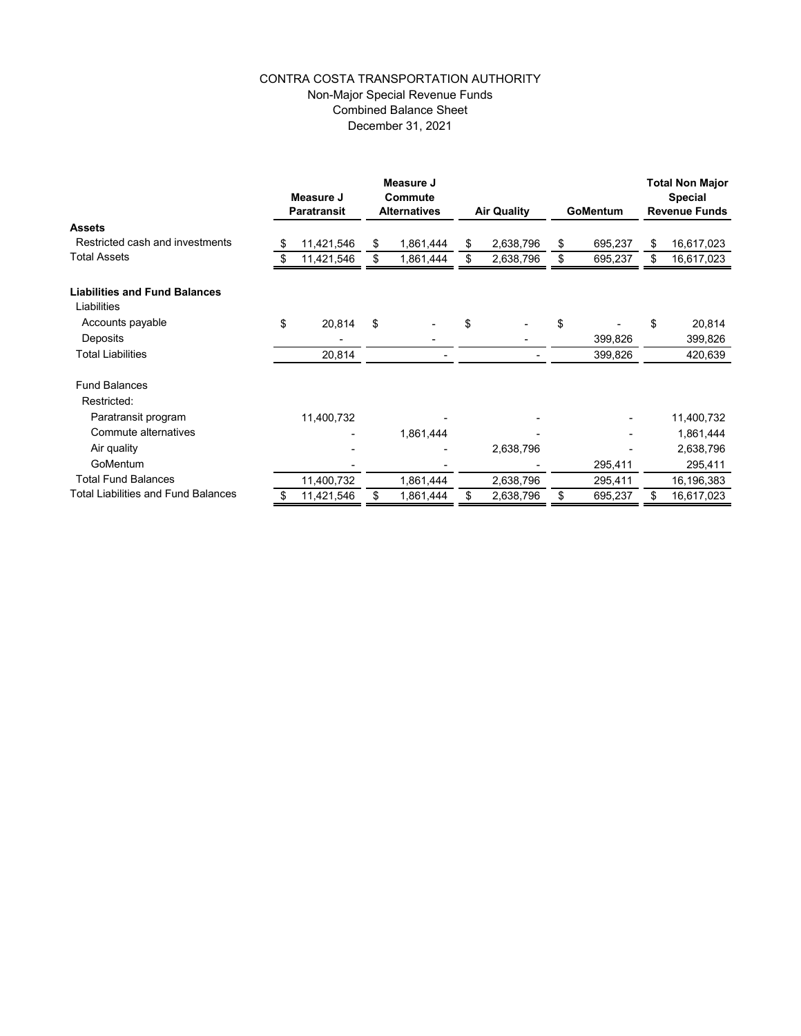# CONTRA COSTA TRANSPORTATION AUTHORITY

## Non-Major Special Revenue Funds

## Combined Balance Sheet

## December 31, 2021

| | Measure J Paratransit | Measure J Commute Alternatives | Air Quality | GoMentum | Total Non Major Special Revenue Funds |
|---|---|---|---|---|---|
| **Assets** | | | | | |
| Restricted cash and investments | $ 11,421,546 | $ 1,861,444 | $ 2,638,796 | $ 695,237 | $ 16,617,023 |
| Total Assets | $ 11,421,546 | $ 1,861,444 | $ 2,638,796 | $ 695,237 | $ 16,617,023 |
| **Liabilities and Fund Balances** | | | | | |
| Liabilities | | | | | |
| Accounts payable | $ 20,814 | $ - | $ - | $ - | $ 20,814 |
| Deposits | - | - | - | 399,826 | 399,826 |
| Total Liabilities | 20,814 | - | - | 399,826 | 420,639 |
| Fund Balances | | | | | |
| Restricted: | | | | | |
| Paratransit program | 11,400,732 | - | - | - | 11,400,732 |
| Commute alternatives | - | 1,861,444 | - | - | 1,861,444 |
| Air quality | - | - | 2,638,796 | - | 2,638,796 |
| GoMentum | - | - | - | 295,411 | 295,411 |
| Total Fund Balances | 11,400,732 | 1,861,444 | 2,638,796 | 295,411 | 16,196,383 |
| Total Liabilities and Fund Balances | $ 11,421,546 | $ 1,861,444 | $ 2,638,796 | $ 695,237 | $ 16,617,023 |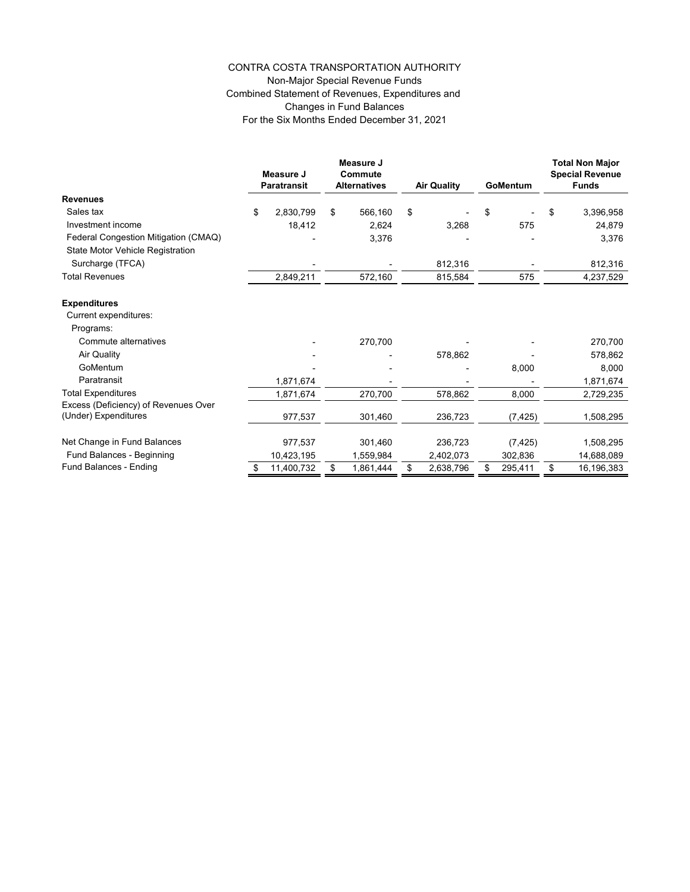# CONTRA COSTA TRANSPORTATION AUTHORITY

## Non-Major Special Revenue Funds

## Combined Statement of Revenues, Expenditures and Changes in Fund Balances

## For the Six Months Ended December 31, 2021

| | Measure J Paratransit | Measure J Commute Alternatives | Air Quality | GoMentum | Total Non Major Special Revenue Funds |
|---|---|---|---|---|---|
| **Revenues** | | | | | |
| Sales tax | $ 2,830,799 | $ 566,160 | $ - | $ - | $ 3,396,958 |
| Investment income | 18,412 | 2,624 | 3,268 | 575 | 24,879 |
| Federal Congestion Mitigation (CMAQ) | - | 3,376 | - | - | 3,376 |
| State Motor Vehicle Registration Surcharge (TFCA) | - | - | 812,316 | - | 812,316 |
| Total Revenues | 2,849,211 | 572,160 | 815,584 | 575 | 4,237,529 |
| **Expenditures** | | | | | |
| Current expenditures: | | | | | |
| Programs: | | | | | |
| Commute alternatives | - | 270,700 | - | - | 270,700 |
| Air Quality | - | - | 578,862 | - | 578,862 |
| GoMentum | - | - | - | 8,000 | 8,000 |
| Paratransit | 1,871,674 | - | - | - | 1,871,674 |
| Total Expenditures | 1,871,674 | 270,700 | 578,862 | 8,000 | 2,729,235 |
| Excess (Deficiency) of Revenues Over (Under) Expenditures | 977,537 | 301,460 | 236,723 | (7,425) | 1,508,295 |
| Net Change in Fund Balances | 977,537 | 301,460 | 236,723 | (7,425) | 1,508,295 |
| Fund Balances - Beginning | 10,423,195 | 1,559,984 | 2,402,073 | 302,836 | 14,688,089 |
| Fund Balances - Ending | $ 11,400,732 | $ 1,861,444 | $ 2,638,796 | $ 295,411 | $ 16,196,383 |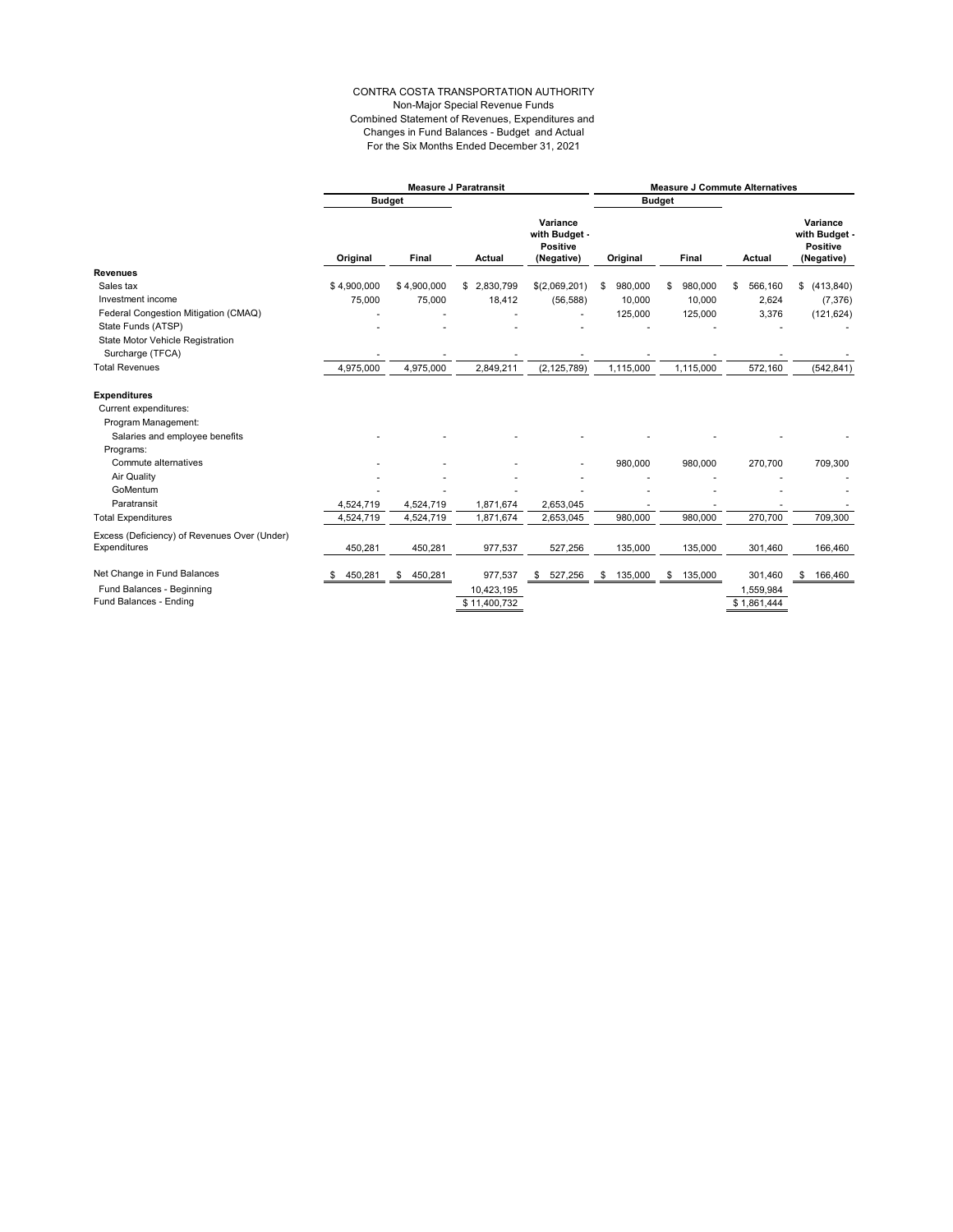CONTRA COSTA TRANSPORTATION AUTHORITY
Non-Major Special Revenue Funds
Combined Statement of Revenues, Expenditures and
Changes in Fund Balances - Budget and Actual
For the Six Months Ended December 31, 2021

| | Measure J Paratransit | | | | Measure J Commute Alternatives | | | |
|---|---|---|---|---|---|---|---|---|
| | Budget | | | | Budget | | | |
| | Original | Final | Actual | Variance with Budget - Positive (Negative) | Original | Final | Actual | Variance with Budget - Positive (Negative) |
| **Revenues** | | | | | | | | |
| Sales tax | $ 4,900,000 | $ 4,900,000 | $ 2,830,799 | $(2,069,201) | $ 980,000 | $ 980,000 | $ 566,160 | $ (413,840) |
| Investment income | 75,000 | 75,000 | 18,412 | (56,588) | 10,000 | 10,000 | 2,624 | (7,376) |
| Federal Congestion Mitigation (CMAQ) | - | - | - | - | 125,000 | 125,000 | 3,376 | (121,624) |
| State Funds (ATSP) | - | - | - | - | - | - | - | - |
| State Motor Vehicle Registration Surcharge (TFCA) | - | - | - | - | - | - | - | - |
| Total Revenues | 4,975,000 | 4,975,000 | 2,849,211 | (2,125,789) | 1,115,000 | 1,115,000 | 572,160 | (542,841) |
| **Expenditures** | | | | | | | | |
| Current expenditures: | | | | | | | | |
| Program Management: | | | | | | | | |
| Salaries and employee benefits | - | - | - | - | - | - | - | - |
| Programs: | | | | | | | | |
| Commute alternatives | - | - | - | - | 980,000 | 980,000 | 270,700 | 709,300 |
| Air Quality | - | - | - | - | - | - | - | - |
| GoMentum | - | - | - | - | - | - | - | - |
| Paratransit | 4,524,719 | 4,524,719 | 1,871,674 | 2,653,045 | - | - | - | - |
| Total Expenditures | 4,524,719 | 4,524,719 | 1,871,674 | 2,653,045 | 980,000 | 980,000 | 270,700 | 709,300 |
| Excess (Deficiency) of Revenues Over (Under) Expenditures | 450,281 | 450,281 | 977,537 | 527,256 | 135,000 | 135,000 | 301,460 | 166,460 |
| Net Change in Fund Balances | $ 450,281 | $ 450,281 | 977,537 | $ 527,256 | $ 135,000 | $ 135,000 | 301,460 | $ 166,460 |
| Fund Balances - Beginning | | | 10,423,195 | | | | 1,559,984 | |
| Fund Balances - Ending | | | $ 11,400,732 | | | | $ 1,861,444 | |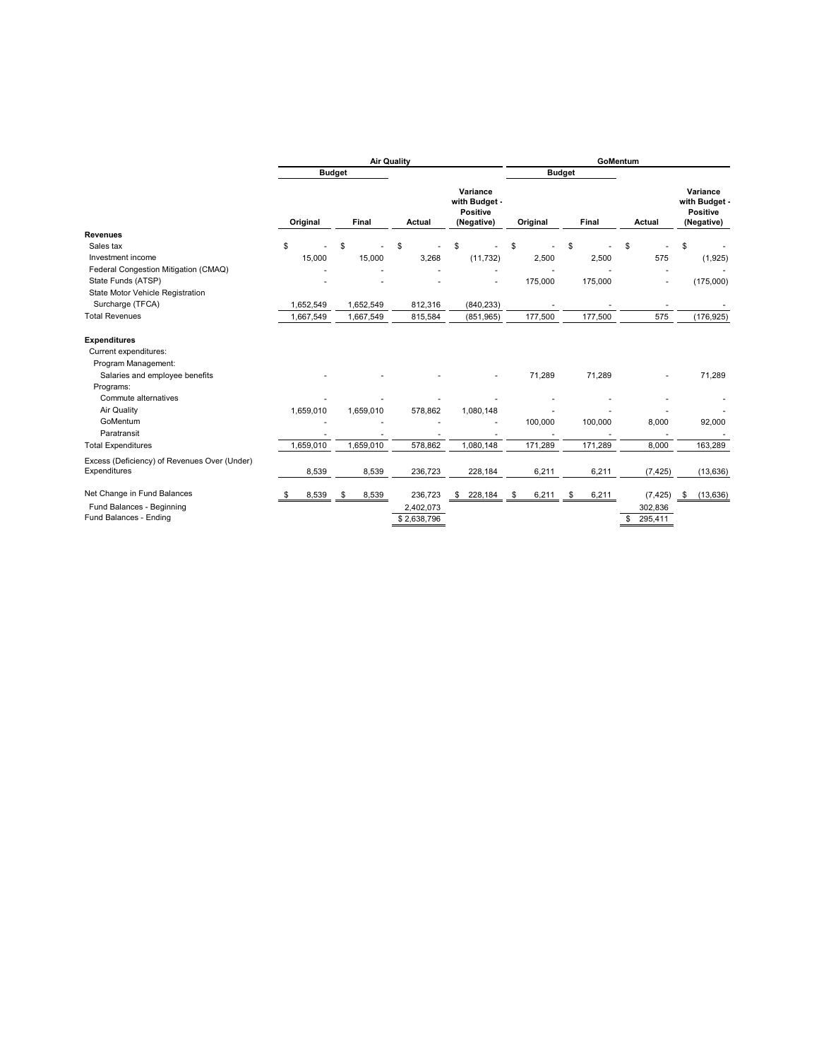| | Air Quality | | | | GoMentum | | | |
|---|---|---|---|---|---|---|---|---|
| | Budget | | | | Budget | | | |
| | Original | Final | Actual | Variance with Budget - Positive (Negative) | Original | Final | Actual | Variance with Budget - Positive (Negative) |
| **Revenues** | | | | | | | | |
| Sales tax | $ - | $ - | $ - | $ - | $ - | $ - | $ - | $ - |
| Investment income | 15,000 | 15,000 | 3,268 | (11,732) | 2,500 | 2,500 | 575 | (1,925) |
| Federal Congestion Mitigation (CMAQ) | - | - | - | - | - | - | - | - |
| State Funds (ATSP) | - | - | - | - | 175,000 | 175,000 | - | (175,000) |
| State Motor Vehicle Registration Surcharge (TFCA) | 1,652,549 | 1,652,549 | 812,316 | (840,233) | - | - | - | - |
| Total Revenues | 1,667,549 | 1,667,549 | 815,584 | (851,965) | 177,500 | 177,500 | 575 | (176,925) |
| **Expenditures** | | | | | | | | |
| Current expenditures: | | | | | | | | |
| Program Management: | | | | | | | | |
| Salaries and employee benefits | - | - | - | - | 71,289 | 71,289 | - | 71,289 |
| Programs: | | | | | | | | |
| Commute alternatives | - | - | - | - | - | - | - | - |
| Air Quality | 1,659,010 | 1,659,010 | 578,862 | 1,080,148 | - | - | - | - |
| GoMentum | - | - | - | - | 100,000 | 100,000 | 8,000 | 92,000 |
| Paratransit | - | - | - | - | - | - | - | - |
| Total Expenditures | 1,659,010 | 1,659,010 | 578,862 | 1,080,148 | 171,289 | 171,289 | 8,000 | 163,289 |
| Excess (Deficiency) of Revenues Over (Under) Expenditures | 8,539 | 8,539 | 236,723 | 228,184 | 6,211 | 6,211 | (7,425) | (13,636) |
| Net Change in Fund Balances | $ 8,539 | $ 8,539 | 236,723 | $ 228,184 | $ 6,211 | $ 6,211 | (7,425) | $ (13,636) |
| Fund Balances - Beginning | | | 2,402,073 | | | | 302,836 | |
| Fund Balances - Ending | | | $ 2,638,796 | | | | $ 295,411 | |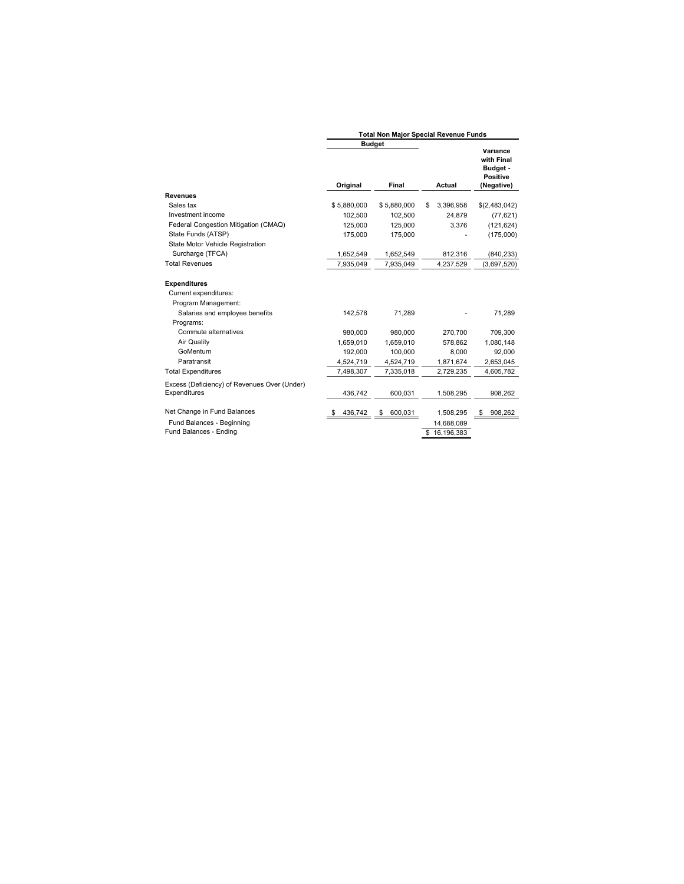| | Total Non Major Special Revenue Funds | | | |
|---|---|---|---|---|
| | Budget | | | |
| | Original | Final | Actual | Variance with Final Budget - Positive (Negative) |
| **Revenues** | | | | |
| Sales tax | $ 5,880,000 | $ 5,880,000 | $ 3,396,958 | $(2,483,042) |
| Investment income | 102,500 | 102,500 | 24,879 | (77,621) |
| Federal Congestion Mitigation (CMAQ) | 125,000 | 125,000 | 3,376 | (121,624) |
| State Funds (ATSP) | 175,000 | 175,000 | - | (175,000) |
| State Motor Vehicle Registration Surcharge (TFCA) | 1,652,549 | 1,652,549 | 812,316 | (840,233) |
| Total Revenues | 7,935,049 | 7,935,049 | 4,237,529 | (3,697,520) |
| **Expenditures** | | | | |
| Current expenditures: | | | | |
| Program Management: | | | | |
| Salaries and employee benefits | 142,578 | 71,289 | - | 71,289 |
| Programs: | | | | |
| Commute alternatives | 980,000 | 980,000 | 270,700 | 709,300 |
| Air Quality | 1,659,010 | 1,659,010 | 578,862 | 1,080,148 |
| GoMentum | 192,000 | 100,000 | 8,000 | 92,000 |
| Paratransit | 4,524,719 | 4,524,719 | 1,871,674 | 2,653,045 |
| Total Expenditures | 7,498,307 | 7,335,018 | 2,729,235 | 4,605,782 |
| Excess (Deficiency) of Revenues Over (Under) Expenditures | 436,742 | 600,031 | 1,508,295 | 908,262 |
| Net Change in Fund Balances | $ 436,742 | $ 600,031 | 1,508,295 | $ 908,262 |
| Fund Balances - Beginning | | | 14,688,089 | |
| Fund Balances - Ending | | | $ 16,196,383 | |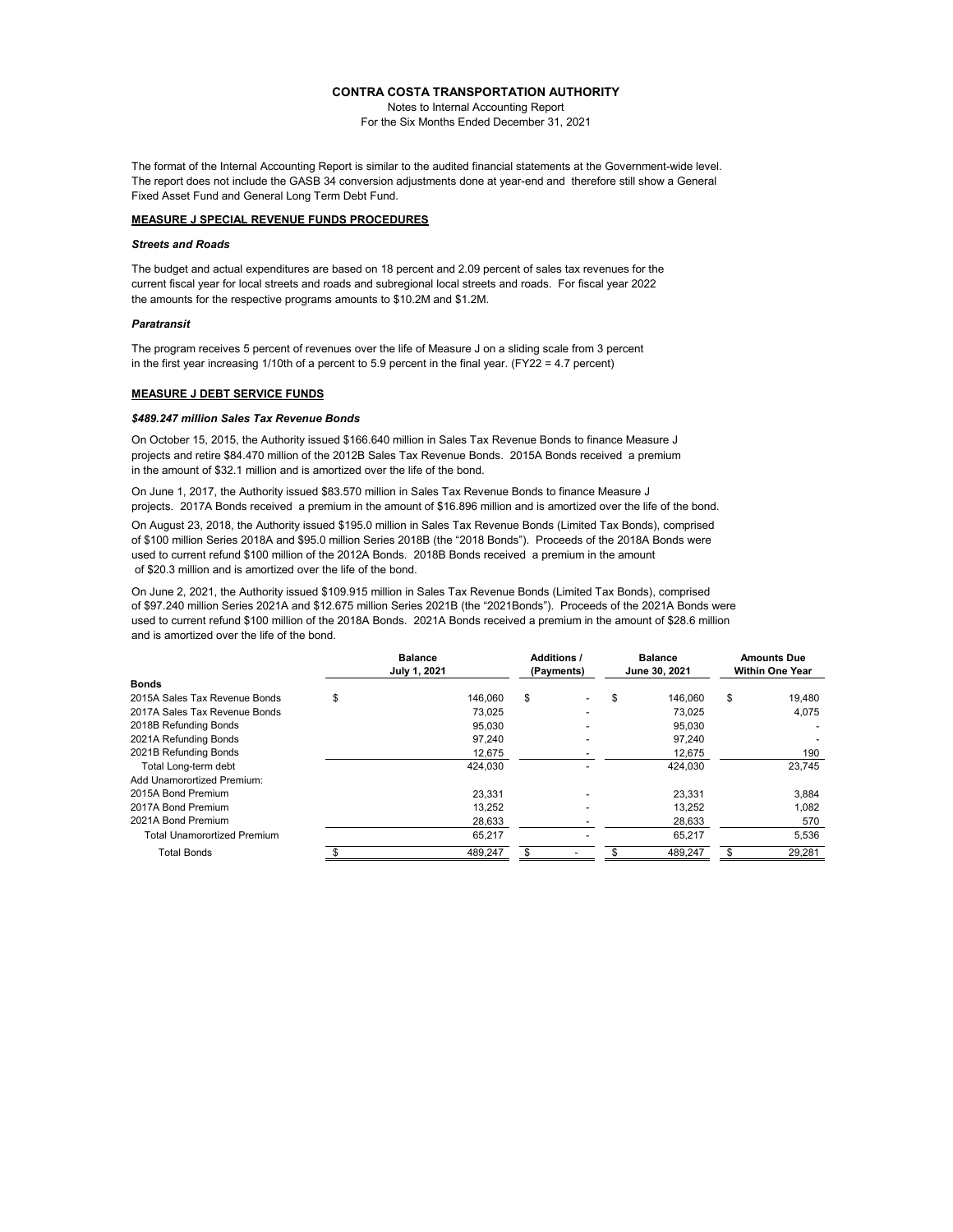**CONTRA COSTA TRANSPORTATION AUTHORITY**

Notes to Internal Accounting Report

For the Six Months Ended December 31, 2021

The format of the Internal Accounting Report is similar to the audited financial statements at the Government-wide level. The report does not include the GASB 34 conversion adjustments done at year-end and therefore still show a General Fixed Asset Fund and General Long Term Debt Fund.

**MEASURE J SPECIAL REVENUE FUNDS PROCEDURES**

***Streets and Roads***

The budget and actual expenditures are based on 18 percent and 2.09 percent of sales tax revenues for the current fiscal year for local streets and roads and subregional local streets and roads. For fiscal year 2022 the amounts for the respective programs amounts to \$10.2M and \$1.2M.

***Paratransit***

The program receives 5 percent of revenues over the life of Measure J on a sliding scale from 3 percent in the first year increasing 1/10th of a percent to 5.9 percent in the final year. (FY22 = 4.7 percent)

**MEASURE J DEBT SERVICE FUNDS**

***\$489.247 million Sales Tax Revenue Bonds***

On October 15, 2015, the Authority issued \$166.640 million in Sales Tax Revenue Bonds to finance Measure J projects and retire \$84.470 million of the 2012B Sales Tax Revenue Bonds. 2015A Bonds received a premium in the amount of \$32.1 million and is amortized over the life of the bond.

On June 1, 2017, the Authority issued \$83.570 million in Sales Tax Revenue Bonds to finance Measure J projects. 2017A Bonds received a premium in the amount of \$16.896 million and is amortized over the life of the bond.

On August 23, 2018, the Authority issued \$195.0 million in Sales Tax Revenue Bonds (Limited Tax Bonds), comprised of \$100 million Series 2018A and \$95.0 million Series 2018B (the "2018 Bonds"). Proceeds of the 2018A Bonds were used to current refund \$100 million of the 2012A Bonds. 2018B Bonds received a premium in the amount of \$20.3 million and is amortized over the life of the bond.

On June 2, 2021, the Authority issued \$109.915 million in Sales Tax Revenue Bonds (Limited Tax Bonds), comprised of \$97.240 million Series 2021A and \$12.675 million Series 2021B (the "2021Bonds"). Proceeds of the 2021A Bonds were used to current refund \$100 million of the 2018A Bonds. 2021A Bonds received a premium in the amount of \$28.6 million and is amortized over the life of the bond.

| | Balance July 1, 2021 | Additions / (Payments) | Balance June 30, 2021 | Amounts Due Within One Year |
|---|---|---|---|---|
| **Bonds** | | | | |
| 2015A Sales Tax Revenue Bonds | \$ 146,060 | \$ - | \$ 146,060 | \$ 19,480 |
| 2017A Sales Tax Revenue Bonds | 73,025 | - | 73,025 | 4,075 |
| 2018B Refunding Bonds | 95,030 | - | 95,030 | - |
| 2021A Refunding Bonds | 97,240 | - | 97,240 | - |
| 2021B Refunding Bonds | 12,675 | - | 12,675 | 190 |
| Total Long-term debt | 424,030 | - | 424,030 | 23,745 |
| Add Unamorortized Premium: | | | | |
| 2015A Bond Premium | 23,331 | - | 23,331 | 3,884 |
| 2017A Bond Premium | 13,252 | - | 13,252 | 1,082 |
| 2021A Bond Premium | 28,633 | - | 28,633 | 570 |
| Total Unamorortized Premium | 65,217 | - | 65,217 | 5,536 |
| Total Bonds | \$ 489,247 | \$ - | \$ 489,247 | \$ 29,281 |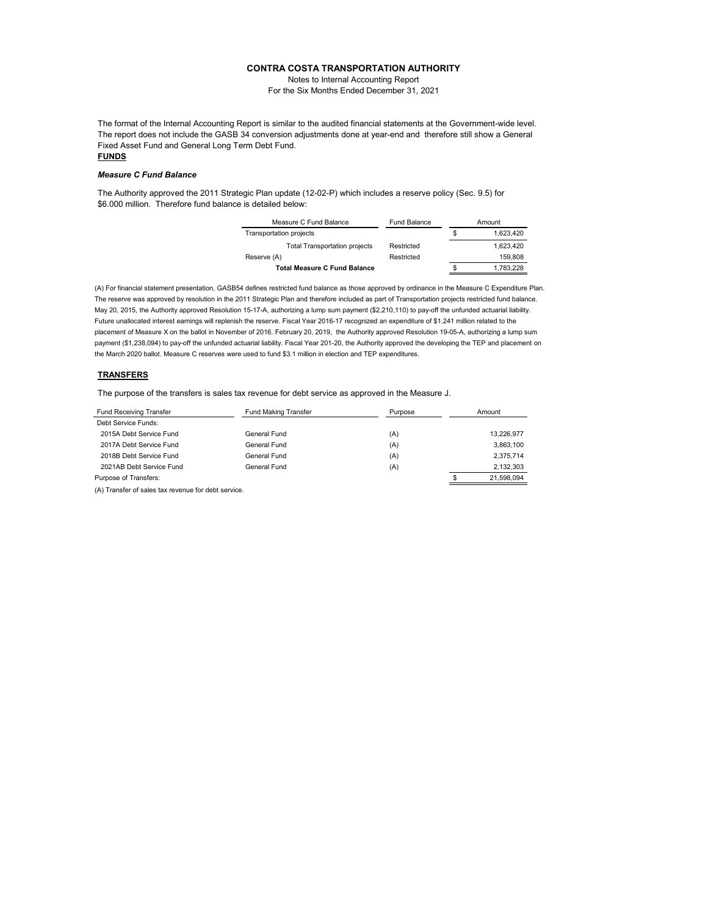# CONTRA COSTA TRANSPORTATION AUTHORITY

Notes to Internal Accounting Report

For the Six Months Ended December 31, 2021

The format of the Internal Accounting Report is similar to the audited financial statements at the Government-wide level. The report does not include the GASB 34 conversion adjustments done at year-end and therefore still show a General Fixed Asset Fund and General Long Term Debt Fund.

## FUNDS

### *Measure C Fund Balance*

The Authority approved the 2011 Strategic Plan update (12-02-P) which includes a reserve policy (Sec. 9.5) for $6.000 million. Therefore fund balance is detailed below:

| Measure C Fund Balance | Fund Balance | Amount |
|---|---|---|
| Transportation projects | | $ 1,623,420 |
| Total Transportation projects | Restricted | 1,623,420 |
| Reserve (A) | Restricted | 159,808 |
| **Total Measure C Fund Balance** | | $ 1,783,228 |

(A) For financial statement presentation, GASB54 defines restricted fund balance as those approved by ordinance in the Measure C Expenditure Plan. The reserve was approved by resolution in the 2011 Strategic Plan and therefore included as part of Transportation projects restricted fund balance. May 20, 2015, the Authority approved Resolution 15-17-A, authorizing a lump sum payment ($2,210,110) to pay-off the unfunded actuarial liability. Future unallocated interest earnings will replenish the reserve. Fiscal Year 2016-17 recognized an expenditure of $1.241 million related to the placement of Measure X on the ballot in November of 2016. February 20, 2019, the Authority approved Resolution 19-05-A, authorizing a lump sum payment ($1,238,094) to pay-off the unfunded actuarial liability. Fiscal Year 201-20, the Authority approved the developing the TEP and placement on the March 2020 ballot. Measure C reserves were used to fund $3.1 million in election and TEP expenditures.

## TRANSFERS

The purpose of the transfers is sales tax revenue for debt service as approved in the Measure J.

| Fund Receiving Transfer | Fund Making Transfer | Purpose | Amount |
|---|---|---|---|
| Debt Service Funds: | | | |
| 2015A Debt Service Fund | General Fund | (A) | 13,226,977 |
| 2017A Debt Service Fund | General Fund | (A) | 3,863,100 |
| 2018B Debt Service Fund | General Fund | (A) | 2,375,714 |
| 2021AB Debt Service Fund | General Fund | (A) | 2,132,303 |
| Purpose of Transfers: | | | $ 21,598,094 |

(A) Transfer of sales tax revenue for debt service.